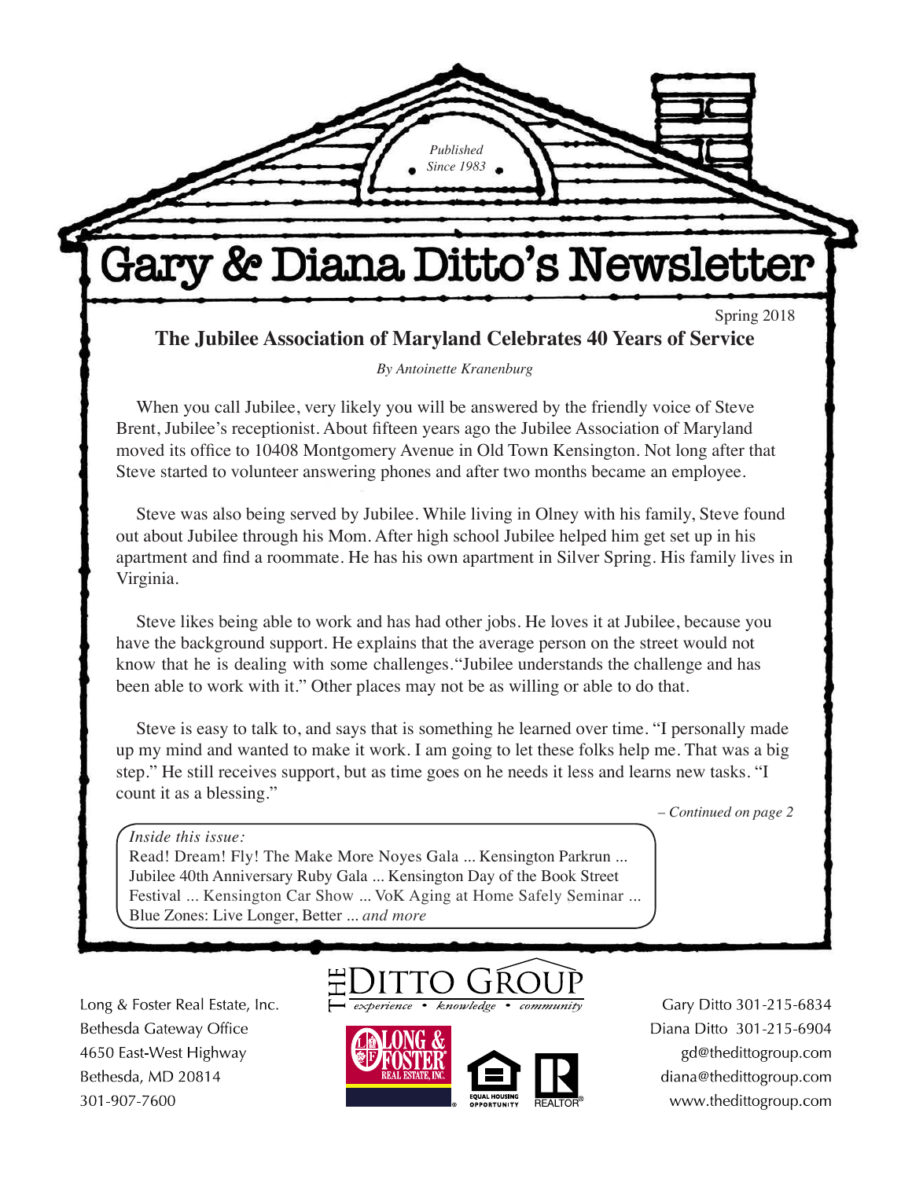*Published Since 1983*

# Gary & Diana Ditto's Newsletter

Spring 2018

## The Jubilee Association of Maryland Celebrates 40 Years of Service

*By Antoinette Kranenburg*

When you call Jubilee, very likely you will be answered by the friendly voice of Steve Brent, Jubilee's receptionist. About fifteen years ago the Jubilee Association of Maryland moved its office to 10408 Montgomery Avenue in Old Town Kensington. Not long after that Steve started to volunteer answering phones and after two months became an employee.

Steve was also being served by Jubilee. While living in Olney with his family, Steve found out about Jubilee through his Mom. After high school Jubilee helped him get set up in his apartment and find a roommate. He has his own apartment in Silver Spring. His family lives in Virginia.

Steve likes being able to work and has had other jobs. He loves it at Jubilee, because you have the background support. He explains that the average person on the street would not know that he is dealing with some challenges. "Jubilee understands the challenge and has been able to work with it." Other places may not be as willing or able to do that.

Steve is easy to talk to, and says that is something he learned over time. "I personally made up my mind and wanted to make it work. I am going to let these folks help me. That was a big step." He still receives support, but as time goes on he needs it less and learns new tasks. "I count it as a blessing."

*– Continued on page 2*

*Inside this issue:*
Read! Dream! Fly! The Make More Noyes Gala ... Kensington Parkrun ... Jubilee 40th Anniversary Ruby Gala ... Kensington Day of the Book Street Festival ... Kensington Car Show ... VoK Aging at Home Safely Seminar ... Blue Zones: Live Longer, Better ... *and more*

Long & Foster Real Estate, Inc.
Bethesda Gateway Office
4650 East-West Highway
Bethesda, MD 20814
301-907-7600

THE DITTO GROUP
*experience • knowledge • community*

Gary Ditto 301-215-6834
Diana Ditto 301-215-6904
gd@thedittogroup.com
diana@thedittogroup.com
www.thedittogroup.com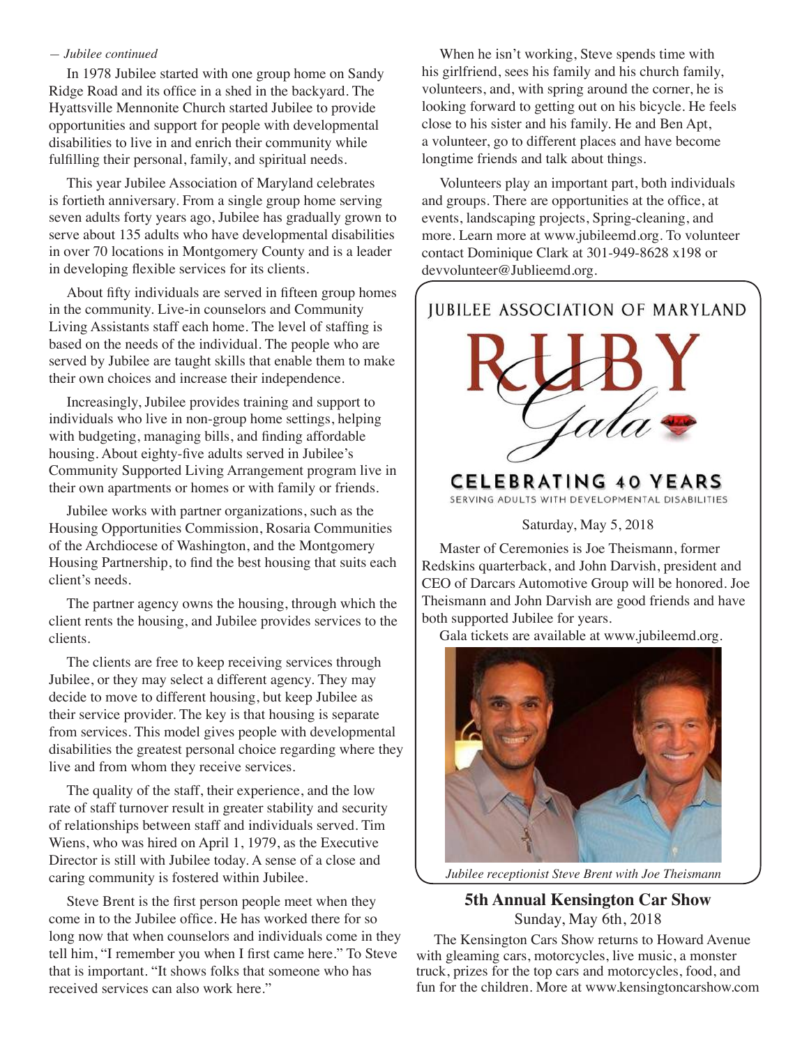*— Jubilee continued*

In 1978 Jubilee started with one group home on Sandy Ridge Road and its office in a shed in the backyard. The Hyattsville Mennonite Church started Jubilee to provide opportunities and support for people with developmental disabilities to live in and enrich their community while fulfilling their personal, family, and spiritual needs.

This year Jubilee Association of Maryland celebrates is fortieth anniversary. From a single group home serving seven adults forty years ago, Jubilee has gradually grown to serve about 135 adults who have developmental disabilities in over 70 locations in Montgomery County and is a leader in developing flexible services for its clients.

About fifty individuals are served in fifteen group homes in the community. Live-in counselors and Community Living Assistants staff each home. The level of staffing is based on the needs of the individual. The people who are served by Jubilee are taught skills that enable them to make their own choices and increase their independence.

Increasingly, Jubilee provides training and support to individuals who live in non-group home settings, helping with budgeting, managing bills, and finding affordable housing. About eighty-five adults served in Jubilee's Community Supported Living Arrangement program live in their own apartments or homes or with family or friends.

Jubilee works with partner organizations, such as the Housing Opportunities Commission, Rosaria Communities of the Archdiocese of Washington, and the Montgomery Housing Partnership, to find the best housing that suits each client's needs.

The partner agency owns the housing, through which the client rents the housing, and Jubilee provides services to the clients.

The clients are free to keep receiving services through Jubilee, or they may select a different agency. They may decide to move to different housing, but keep Jubilee as their service provider. The key is that housing is separate from services. This model gives people with developmental disabilities the greatest personal choice regarding where they live and from whom they receive services.

The quality of the staff, their experience, and the low rate of staff turnover result in greater stability and security of relationships between staff and individuals served. Tim Wiens, who was hired on April 1, 1979, as the Executive Director is still with Jubilee today. A sense of a close and caring community is fostered within Jubilee.

Steve Brent is the first person people meet when they come in to the Jubilee office. He has worked there for so long now that when counselors and individuals come in they tell him, "I remember you when I first came here." To Steve that is important. "It shows folks that someone who has received services can also work here."

When he isn't working, Steve spends time with his girlfriend, sees his family and his church family, volunteers, and, with spring around the corner, he is looking forward to getting out on his bicycle. He feels close to his sister and his family. He and Ben Apt, a volunteer, go to different places and have become longtime friends and talk about things.

Volunteers play an important part, both individuals and groups. There are opportunities at the office, at events, landscaping projects, Spring-cleaning, and more. Learn more at www.jubileemd.org. To volunteer contact Dominique Clark at 301-949-8628 x198 or devvolunteer@Jublieemd.org.

## JUBILEE ASSOCIATION OF MARYLAND

# RUBY Gala

### CELEBRATING 40 YEARS

SERVING ADULTS WITH DEVELOPMENTAL DISABILITIES

Saturday, May 5, 2018

Master of Ceremonies is Joe Theismann, former Redskins quarterback, and John Darvish, president and CEO of Darcars Automotive Group will be honored. Joe Theismann and John Darvish are good friends and have both supported Jubilee for years.

Gala tickets are available at www.jubileemd.org.

*Jubilee receptionist Steve Brent with Joe Theismann*

## 5th Annual Kensington Car Show

Sunday, May 6th, 2018

The Kensington Cars Show returns to Howard Avenue with gleaming cars, motorcycles, live music, a monster truck, prizes for the top cars and motorcycles, food, and fun for the children. More at www.kensingtoncarshow.com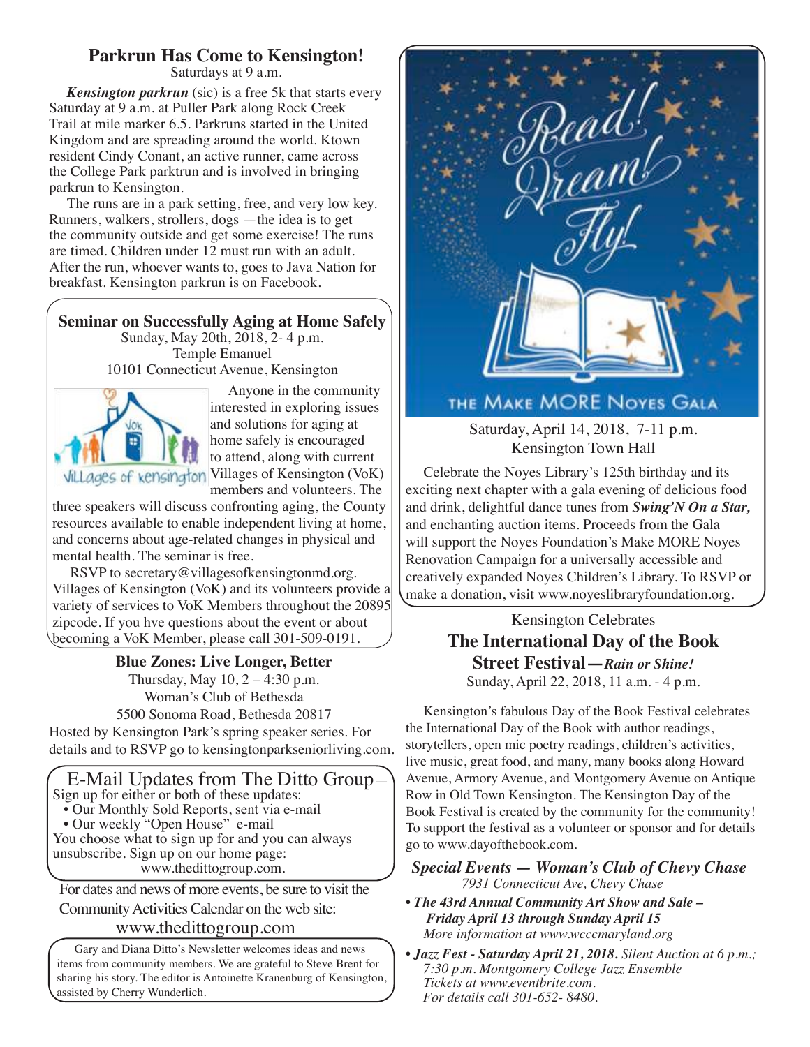## Parkrun Has Come to Kensington!

Saturdays at 9 a.m.

***Kensington parkrun*** (sic) is a free 5k that starts every Saturday at 9 a.m. at Puller Park along Rock Creek Trail at mile marker 6.5. Parkruns started in the United Kingdom and are spreading around the world. Ktown resident Cindy Conant, an active runner, came across the College Park parktrun and is involved in bringing parkrun to Kensington.

The runs are in a park setting, free, and very low key. Runners, walkers, strollers, dogs —the idea is to get the community outside and get some exercise! The runs are timed. Children under 12 must run with an adult. After the run, whoever wants to, goes to Java Nation for breakfast. Kensington parkrun is on Facebook.

## Seminar on Successfully Aging at Home Safely

Sunday, May 20th, 2018, 2- 4 p.m.
Temple Emanuel
10101 Connecticut Avenue, Kensington

Anyone in the community interested in exploring issues and solutions for aging at home safely is encouraged to attend, along with current Villages of Kensington (VoK) members and volunteers. The three speakers will discuss confronting aging, the County resources available to enable independent living at home, and concerns about age-related changes in physical and mental health. The seminar is free.

RSVP to secretary@villagesofkensingtonmd.org. Villages of Kensington (VoK) and its volunteers provide a variety of services to VoK Members throughout the 20895 zipcode. If you hve questions about the event or about becoming a VoK Member, please call 301-509-0191.

## Blue Zones: Live Longer, Better

Thursday, May 10, 2 – 4:30 p.m.
Woman's Club of Bethesda
5500 Sonoma Road, Bethesda 20817

Hosted by Kensington Park's spring speaker series. For details and to RSVP go to kensingtonparkseniorliving.com.

## E-Mail Updates from The Ditto Group—

Sign up for either or both of these updates:

- Our Monthly Sold Reports, sent via e-mail
- Our weekly "Open House" e-mail

You choose what to sign up for and you can always unsubscribe. Sign up on our home page: www.thedittogroup.com.

For dates and news of more events, be sure to visit the Community Activities Calendar on the web site:
www.thedittogroup.com

Gary and Diana Ditto's Newsletter welcomes ideas and news items from community members. We are grateful to Steve Brent for sharing his story. The editor is Antoinette Kranenburg of Kensington, assisted by Cherry Wunderlich.

## Read! Dream! Fly!

THE MAKE MORE NOYES GALA

Saturday, April 14, 2018, 7-11 p.m.
Kensington Town Hall

Celebrate the Noyes Library's 125th birthday and its exciting next chapter with a gala evening of delicious food and drink, delightful dance tunes from ***Swing'N On a Star,*** and enchanting auction items. Proceeds from the Gala will support the Noyes Foundation's Make MORE Noyes Renovation Campaign for a universally accessible and creatively expanded Noyes Children's Library. To RSVP or make a donation, visit www.noyeslibraryfoundation.org.

Kensington Celebrates

## The International Day of the Book Street Festival—*Rain or Shine!*

Sunday, April 22, 2018, 11 a.m. - 4 p.m.

Kensington's fabulous Day of the Book Festival celebrates the International Day of the Book with author readings, storytellers, open mic poetry readings, children's activities, live music, great food, and many, many books along Howard Avenue, Armory Avenue, and Montgomery Avenue on Antique Row in Old Town Kensington. The Kensington Day of the Book Festival is created by the community for the community! To support the festival as a volunteer or sponsor and for details go to www.dayofthebook.com.

### *Special Events — Woman's Club of Chevy Chase*

*7931 Connecticut Ave, Chevy Chase*

- ***The 43rd Annual Community Art Show and Sale – Friday April 13 through Sunday April 15***
  *More information at www.wcccmaryland.org*
- ***Jazz Fest - Saturday April 21, 2018.*** *Silent Auction at 6 p.m.; 7:30 p.m. Montgomery College Jazz Ensemble*
  *Tickets at www.eventbrite.com.*
  *For details call 301-652- 8480.*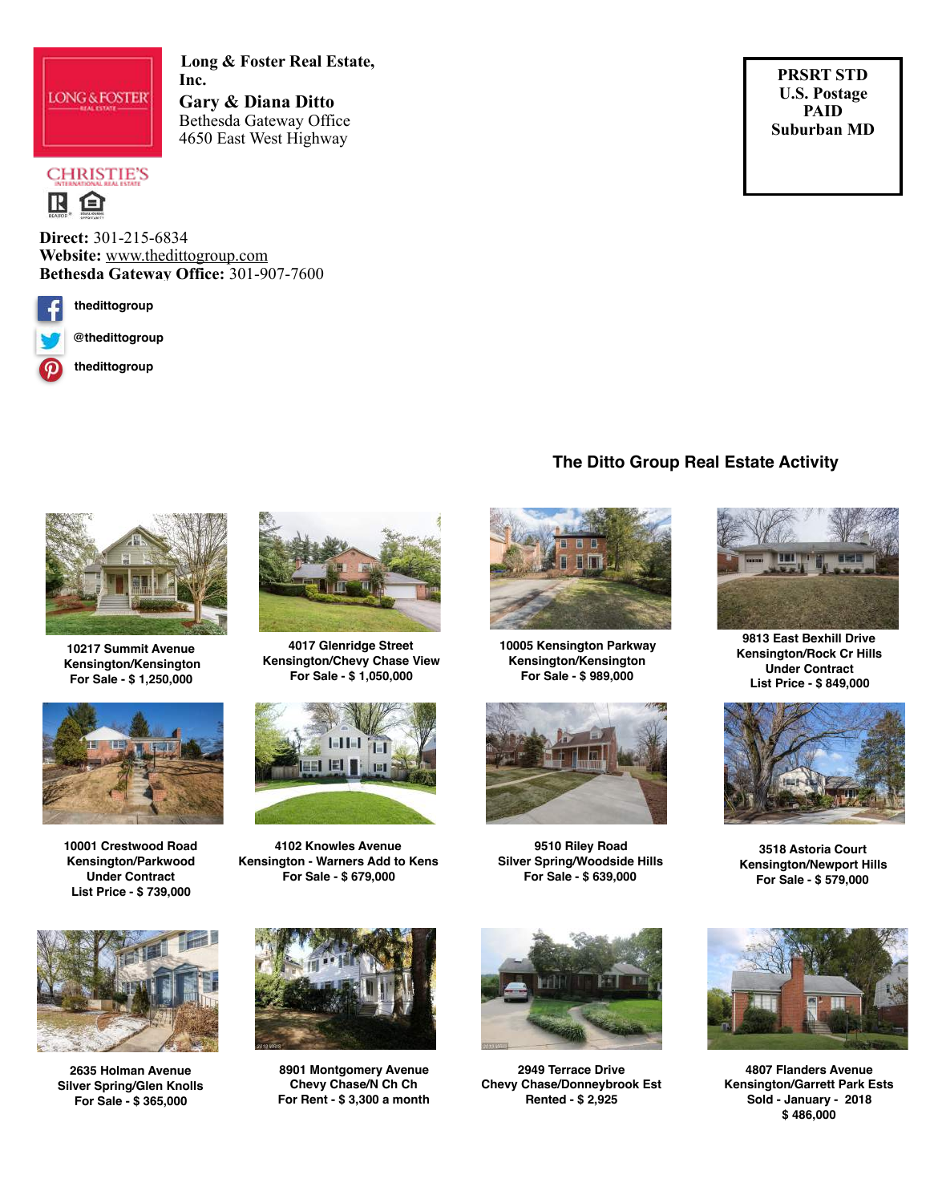Long & Foster Real Estate, Inc.
**Gary & Diana Ditto**
Bethesda Gateway Office
4650 East West Highway

**PRSRT STD**
**U.S. Postage**
**PAID**
**Suburban MD**

**Direct:** 301-215-6834
**Website:** www.thedittogroup.com
**Bethesda Gateway Office:** 301-907-7600

thedittogroup
@thedittogroup
thedittogroup

## The Ditto Group Real Estate Activity

**10217 Summit Avenue**
**Kensington/Kensington**
**For Sale - $ 1,250,000**

**4017 Glenridge Street**
**Kensington/Chevy Chase View**
**For Sale - $ 1,050,000**

**10005 Kensington Parkway**
**Kensington/Kensington**
**For Sale - $ 989,000**

**9813 East Bexhill Drive**
**Kensington/Rock Cr Hills**
**Under Contract**
**List Price - $ 849,000**

**10001 Crestwood Road**
**Kensington/Parkwood**
**Under Contract**
**List Price - $ 739,000**

**4102 Knowles Avenue**
**Kensington - Warners Add to Kens**
**For Sale - $ 679,000**

**9510 Riley Road**
**Silver Spring/Woodside Hills**
**For Sale - $ 639,000**

**3518 Astoria Court**
**Kensington/Newport Hills**
**For Sale - $ 579,000**

**2635 Holman Avenue**
**Silver Spring/Glen Knolls**
**For Sale - $ 365,000**

**8901 Montgomery Avenue**
**Chevy Chase/N Ch Ch**
**For Rent - $ 3,300 a month**

**2949 Terrace Drive**
**Chevy Chase/Donneybrook Est**
**Rented - $ 2,925**

**4807 Flanders Avenue**
**Kensington/Garrett Park Ests**
**Sold - January - 2018**
**$ 486,000**